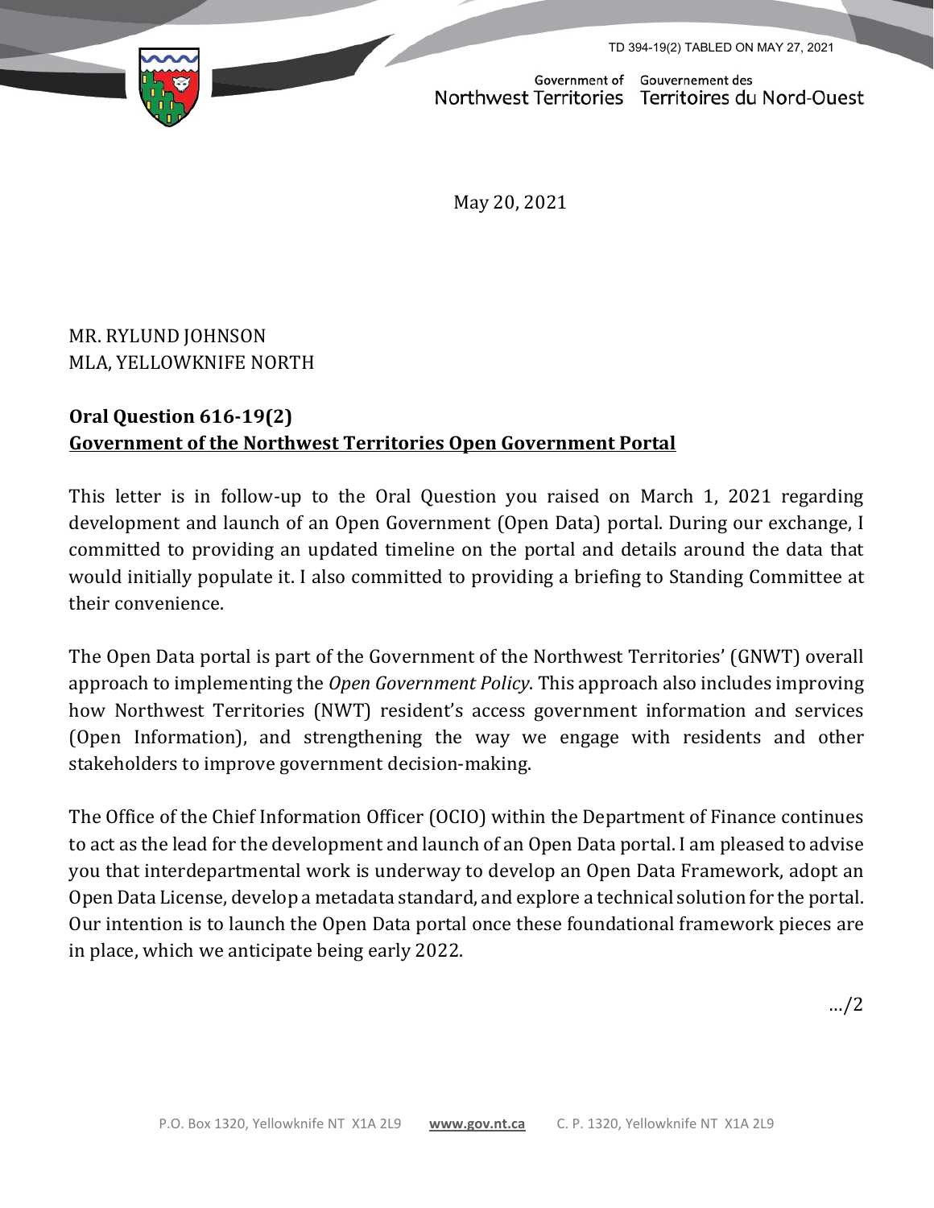TD 394-19(2) TABLED ON MAY 27, 2021

Government of Northwest Territories | Gouvernement des Territoires du Nord-Ouest

May 20, 2021

MR. RYLUND JOHNSON
MLA, YELLOWKNIFE NORTH

**Oral Question 616-19(2)**
**Government of the Northwest Territories Open Government Portal**

This letter is in follow-up to the Oral Question you raised on March 1, 2021 regarding development and launch of an Open Government (Open Data) portal. During our exchange, I committed to providing an updated timeline on the portal and details around the data that would initially populate it. I also committed to providing a briefing to Standing Committee at their convenience.

The Open Data portal is part of the Government of the Northwest Territories' (GNWT) overall approach to implementing the *Open Government Policy*. This approach also includes improving how Northwest Territories (NWT) resident's access government information and services (Open Information), and strengthening the way we engage with residents and other stakeholders to improve government decision-making.

The Office of the Chief Information Officer (OCIO) within the Department of Finance continues to act as the lead for the development and launch of an Open Data portal. I am pleased to advise you that interdepartmental work is underway to develop an Open Data Framework, adopt an Open Data License, develop a metadata standard, and explore a technical solution for the portal. Our intention is to launch the Open Data portal once these foundational framework pieces are in place, which we anticipate being early 2022.

…/2

P.O. Box 1320, Yellowknife NT X1A 2L9 | www.gov.nt.ca | C. P. 1320, Yellowknife NT X1A 2L9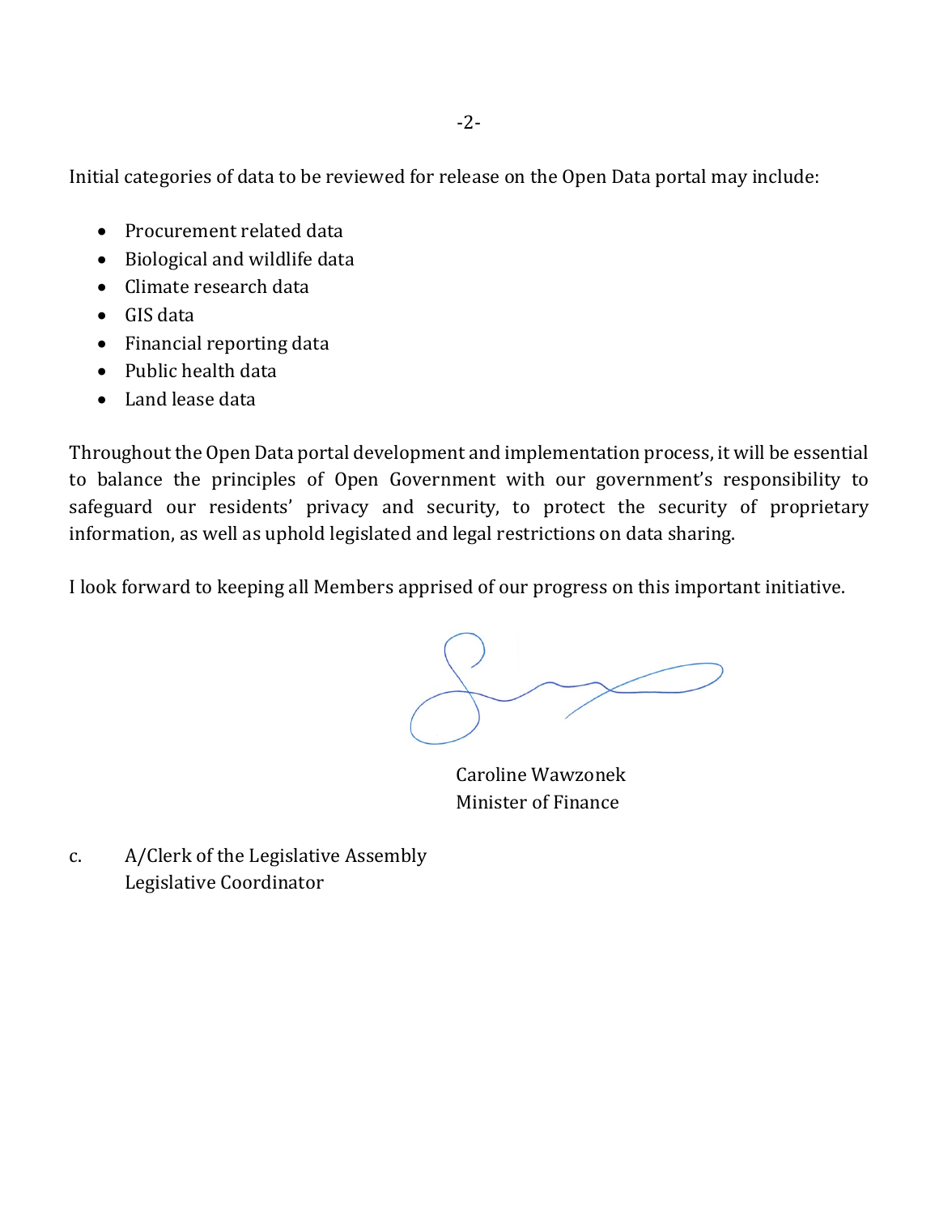Initial categories of data to be reviewed for release on the Open Data portal may include:

- Procurement related data
- Biological and wildlife data
- Climate research data
- GIS data
- Financial reporting data
- Public health data
- Land lease data

Throughout the Open Data portal development and implementation process, it will be essential to balance the principles of Open Government with our government's responsibility to safeguard our residents' privacy and security, to protect the security of proprietary information, as well as uphold legislated and legal restrictions on data sharing.

I look forward to keeping all Members apprised of our progress on this important initiative.

Caroline Wawzonek
Minister of Finance

c. A/Clerk of the Legislative Assembly
Legislative Coordinator